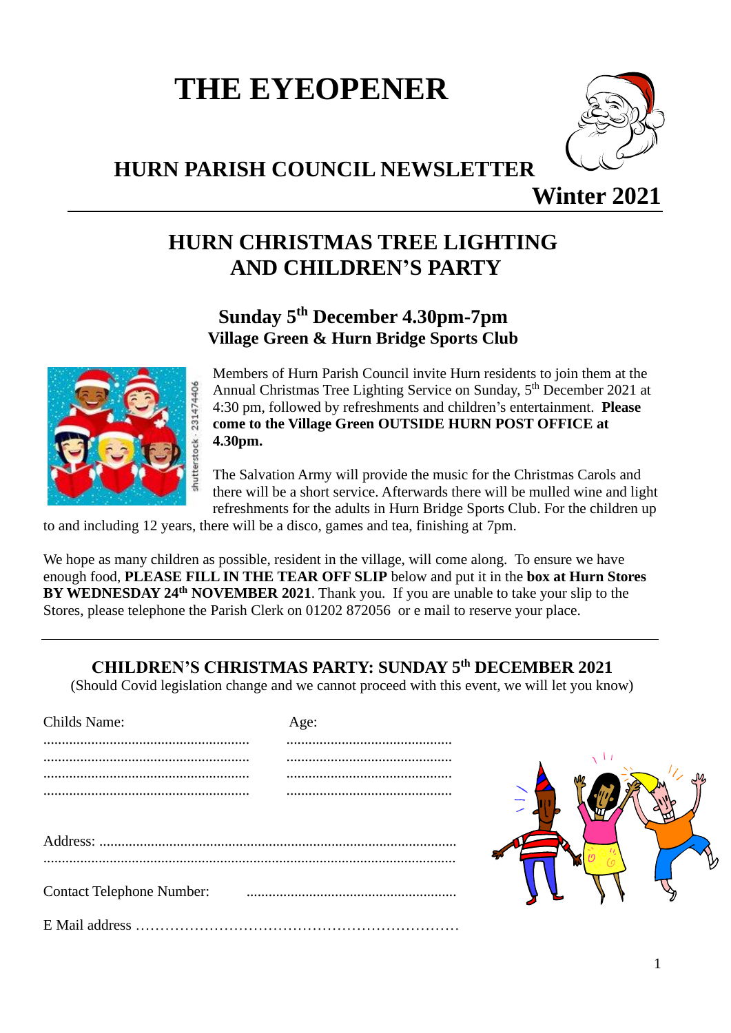# THE EYEOPENER

## HURN PARISH COUNCIL NEWSLETTER

**Winter 2021**

---

## HURN CHRISTMAS TREE LIGHTING AND CHILDREN'S PARTY

### Sunday 5th December 4.30pm-7pm
### Village Green & Hurn Bridge Sports Club

Members of Hurn Parish Council invite Hurn residents to join them at the Annual Christmas Tree Lighting Service on Sunday, 5th December 2021 at 4:30 pm, followed by refreshments and children's entertainment. **Please come to the Village Green OUTSIDE HURN POST OFFICE at 4.30pm.**

The Salvation Army will provide the music for the Christmas Carols and there will be a short service. Afterwards there will be mulled wine and light refreshments for the adults in Hurn Bridge Sports Club. For the children up to and including 12 years, there will be a disco, games and tea, finishing at 7pm.

We hope as many children as possible, resident in the village, will come along. To ensure we have enough food, **PLEASE FILL IN THE TEAR OFF SLIP** below and put it in the **box at Hurn Stores BY WEDNESDAY 24th NOVEMBER 2021**. Thank you. If you are unable to take your slip to the Stores, please telephone the Parish Clerk on 01202 872056 or e mail to reserve your place.

---

### CHILDREN'S CHRISTMAS PARTY: SUNDAY 5th DECEMBER 2021

(Should Covid legislation change and we cannot proceed with this event, we will let you know)

| Childs Name: | Age: |
|---|---|
| ........................................................ | ............................................ |
| ........................................................ | ............................................ |
| ........................................................ | ............................................ |
| ........................................................ | ............................................ |

Address: ...............................................................................................

..............................................................................................................

Contact Telephone Number: ........................................................

E Mail address ………………………………………………………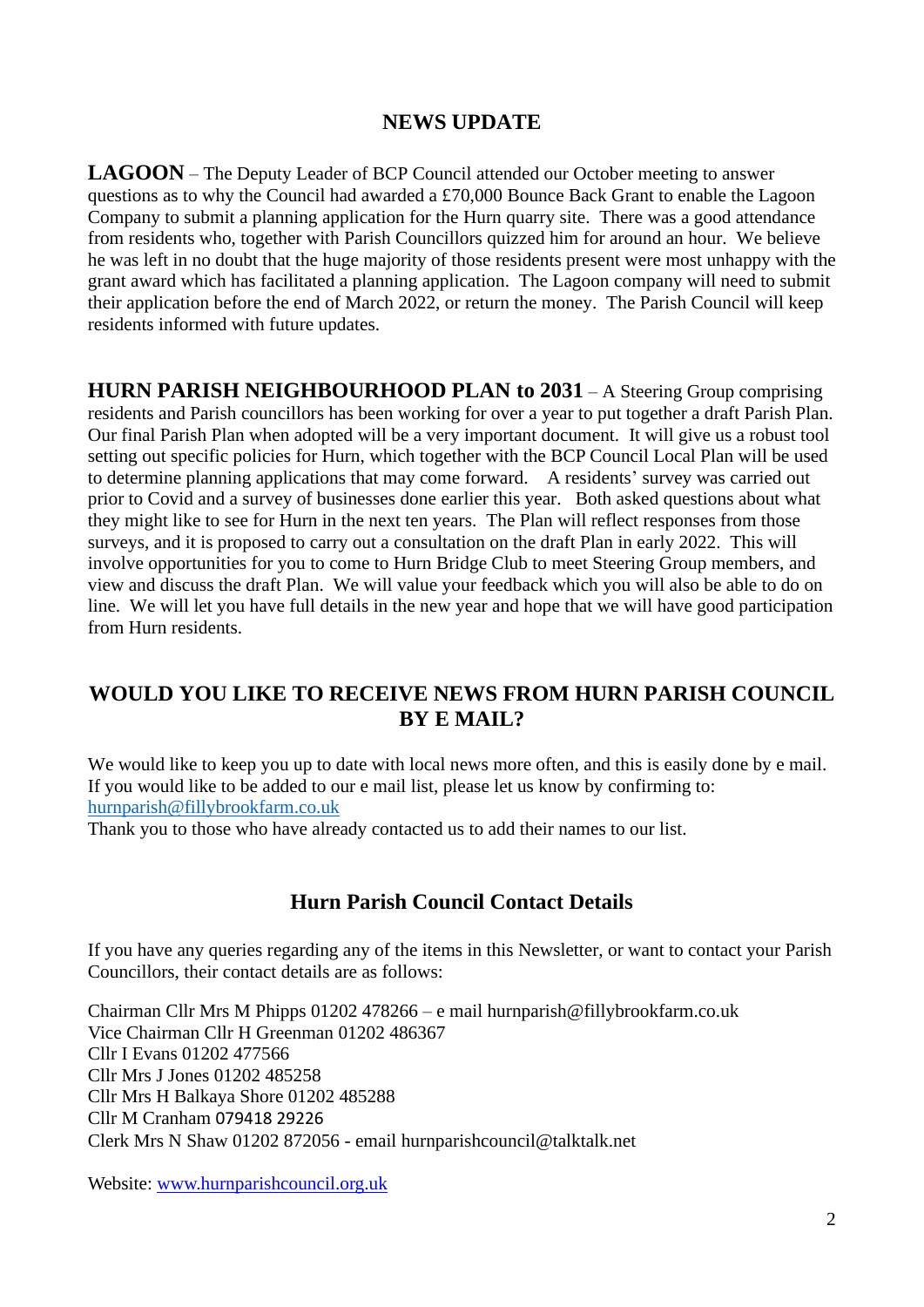# NEWS UPDATE

**LAGOON** – The Deputy Leader of BCP Council attended our October meeting to answer questions as to why the Council had awarded a £70,000 Bounce Back Grant to enable the Lagoon Company to submit a planning application for the Hurn quarry site. There was a good attendance from residents who, together with Parish Councillors quizzed him for around an hour. We believe he was left in no doubt that the huge majority of those residents present were most unhappy with the grant award which has facilitated a planning application. The Lagoon company will need to submit their application before the end of March 2022, or return the money. The Parish Council will keep residents informed with future updates.

**HURN PARISH NEIGHBOURHOOD PLAN to 2031** – A Steering Group comprising residents and Parish councillors has been working for over a year to put together a draft Parish Plan. Our final Parish Plan when adopted will be a very important document. It will give us a robust tool setting out specific policies for Hurn, which together with the BCP Council Local Plan will be used to determine planning applications that may come forward. A residents' survey was carried out prior to Covid and a survey of businesses done earlier this year. Both asked questions about what they might like to see for Hurn in the next ten years. The Plan will reflect responses from those surveys, and it is proposed to carry out a consultation on the draft Plan in early 2022. This will involve opportunities for you to come to Hurn Bridge Club to meet Steering Group members, and view and discuss the draft Plan. We will value your feedback which you will also be able to do on line. We will let you have full details in the new year and hope that we will have good participation from Hurn residents.

## WOULD YOU LIKE TO RECEIVE NEWS FROM HURN PARISH COUNCIL BY E MAIL?

We would like to keep you up to date with local news more often, and this is easily done by e mail. If you would like to be added to our e mail list, please let us know by confirming to: hurnparish@fillybrookfarm.co.uk

Thank you to those who have already contacted us to add their names to our list.

## Hurn Parish Council Contact Details

If you have any queries regarding any of the items in this Newsletter, or want to contact your Parish Councillors, their contact details are as follows:

Chairman Cllr Mrs M Phipps 01202 478266 – e mail hurnparish@fillybrookfarm.co.uk
Vice Chairman Cllr H Greenman 01202 486367
Cllr I Evans 01202 477566
Cllr Mrs J Jones 01202 485258
Cllr Mrs H Balkaya Shore 01202 485288
Cllr M Cranham 079418 29226
Clerk Mrs N Shaw 01202 872056 - email hurnparishcouncil@talktalk.net

Website: www.hurnparishcouncil.org.uk